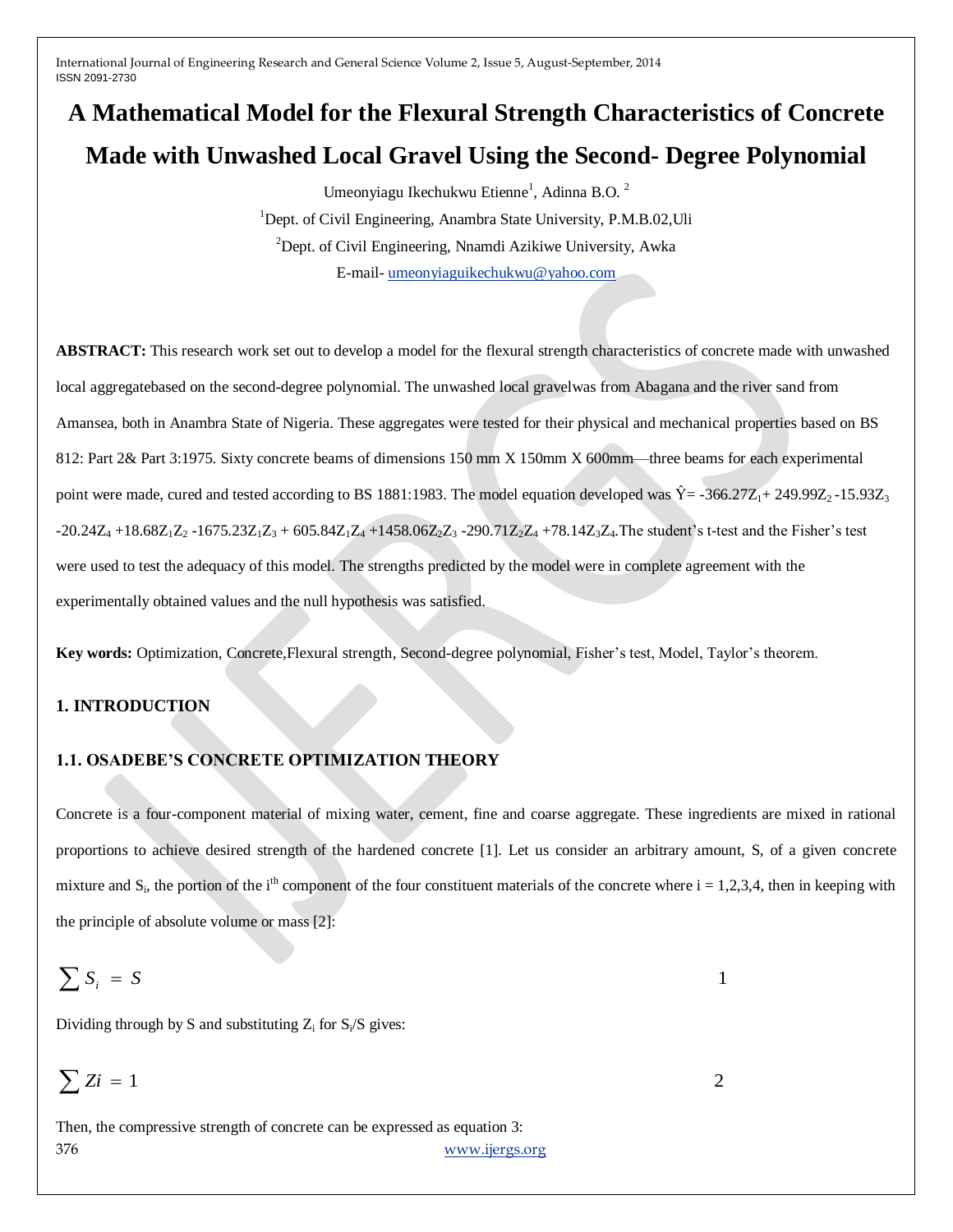# A Mathematical Model for the Flexural Strength Characteristics of Concrete Made with Unwashed Local Gravel Using the Second- Degree Polynomial

Umeonyiagu Ikechukwu Etienne[1], Adinna B.O. [2]

[1]Dept. of Civil Engineering, Anambra State University, P.M.B.02,Uli

[2]Dept. of Civil Engineering, Nnamdi Azikiwe University, Awka

E-mail- umeonyiaguikechukwu@yahoo.com

**ABSTRACT:** This research work set out to develop a model for the flexural strength characteristics of concrete made with unwashed local aggregatebased on the second-degree polynomial. The unwashed local gravelwas from Abagana and the river sand from Amansea, both in Anambra State of Nigeria. These aggregates were tested for their physical and mechanical properties based on BS 812: Part 2& Part 3:1975. Sixty concrete beams of dimensions 150 mm X 150mm X 600mm—three beams for each experimental point were made, cured and tested according to BS 1881:1983. The model equation developed was $\hat{Y}= -366.27Z_1+ 249.99Z_2 -15.93Z_3 -20.24Z_4 +18.68Z_1Z_2 -1675.23Z_1Z_3 + 605.84Z_1Z_4 +1458.06Z_2Z_3 -290.71Z_2Z_4 +78.14Z_3Z_4$.The student's t-test and the Fisher's test were used to test the adequacy of this model. The strengths predicted by the model were in complete agreement with the experimentally obtained values and the null hypothesis was satisfied.

**Key words:** Optimization, Concrete,Flexural strength, Second-degree polynomial, Fisher's test, Model, Taylor's theorem.

## 1. INTRODUCTION

### 1.1. OSADEBE'S CONCRETE OPTIMIZATION THEORY

Concrete is a four-component material of mixing water, cement, fine and coarse aggregate. These ingredients are mixed in rational proportions to achieve desired strength of the hardened concrete [1]. Let us consider an arbitrary amount, S, of a given concrete mixture and $S_i$, the portion of the i[th] component of the four constituent materials of the concrete where i = 1,2,3,4, then in keeping with the principle of absolute volume or mass [2]:

$$\sum S_i = S \qquad 1$$

Dividing through by S and substituting $Z_i$ for $S_i/S$ gives:

$$\sum Zi = 1 \qquad 2$$

Then, the compressive strength of concrete can be expressed as equation 3: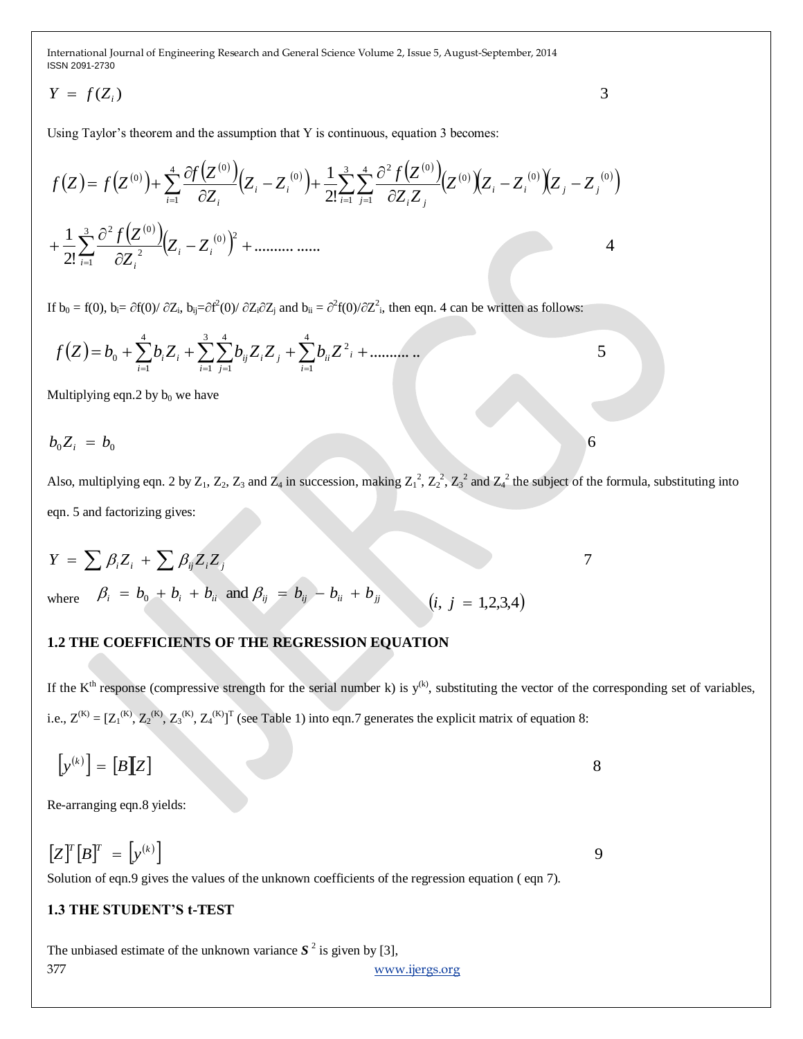$$Y = f(Z_i) \tag{3}$$

Using Taylor's theorem and the assumption that Y is continuous, equation 3 becomes:

$$f(Z) = f\left(Z^{(0)}\right) + \sum_{i=1}^{4} \frac{\partial f\left(Z^{(0)}\right)}{\partial Z_i}\left(Z_i - Z_i^{(0)}\right) + \frac{1}{2!}\sum_{i=1}^{3}\sum_{j=1}^{4} \frac{\partial^2 f\left(Z^{(0)}\right)}{\partial Z_i Z_j}\left(Z^{(0)}\right)\left(Z_i - Z_i^{(0)}\right)\left(Z_j - Z_j^{(0)}\right)$$

$$+ \frac{1}{2!}\sum_{i=1}^{3} \frac{\partial^2 f\left(Z^{(0)}\right)}{\partial Z_i^{\,2}}\left(Z_i - Z_i^{(0)}\right)^2 + \ldots\ldots\ldots\ \ldots\ldots \tag{4}$$

If $b_0 = f(0)$, $b_i = \partial f(0)/\partial Z_i$, $b_{ij} = \partial f^2(0)/\partial Z_i \partial Z_j$ and $b_{ii} = \partial^2 f(0)/\partial Z^2_i$, then eqn. 4 can be written as follows:

$$f(Z) = b_0 + \sum_{i=1}^{4} b_i Z_i + \sum_{i=1}^{3}\sum_{j=1}^{4} b_{ij} Z_i Z_j + \sum_{i=1}^{4} b_{ii} Z^2{}_i + \ldots\ldots\ldots\ \ldots \tag{5}$$

Multiplying eqn.2 by $b_0$ we have

$$b_0 Z_i = b_0 \tag{6}$$

Also, multiplying eqn. 2 by $Z_1$, $Z_2$, $Z_3$ and $Z_4$ in succession, making $Z_1^2$, $Z_2^2$, $Z_3^2$ and $Z_4^2$ the subject of the formula, substituting into eqn. 5 and factorizing gives:

$$Y = \sum \beta_i Z_i + \sum \beta_{ij} Z_i Z_j \tag{7}$$

where $\beta_i = b_0 + b_i + b_{ii}$ and $\beta_{ij} = b_{ij} - b_{ii} + b_{jj}$ $\quad (i,\ j = 1,2,3,4)$

## 1.2 THE COEFFICIENTS OF THE REGRESSION EQUATION

If the K[th] response (compressive strength for the serial number k) is $y^{(k)}$, substituting the vector of the corresponding set of variables, i.e., $Z^{(K)} = [Z_1^{(K)}, Z_2^{(K)}, Z_3^{(K)}, Z_4^{(K)}]^T$ (see Table 1) into eqn.7 generates the explicit matrix of equation 8:

$$\left[y^{(k)}\right] = [B][Z] \tag{8}$$

Re-arranging eqn.8 yields:

$$[Z]^T [B]^T = \left[y^{(k)}\right] \tag{9}$$

Solution of eqn.9 gives the values of the unknown coefficients of the regression equation ( eqn 7).

## 1.3 THE STUDENT'S t-TEST

The unbiased estimate of the unknown variance $\boldsymbol{S}^2$ is given by [3],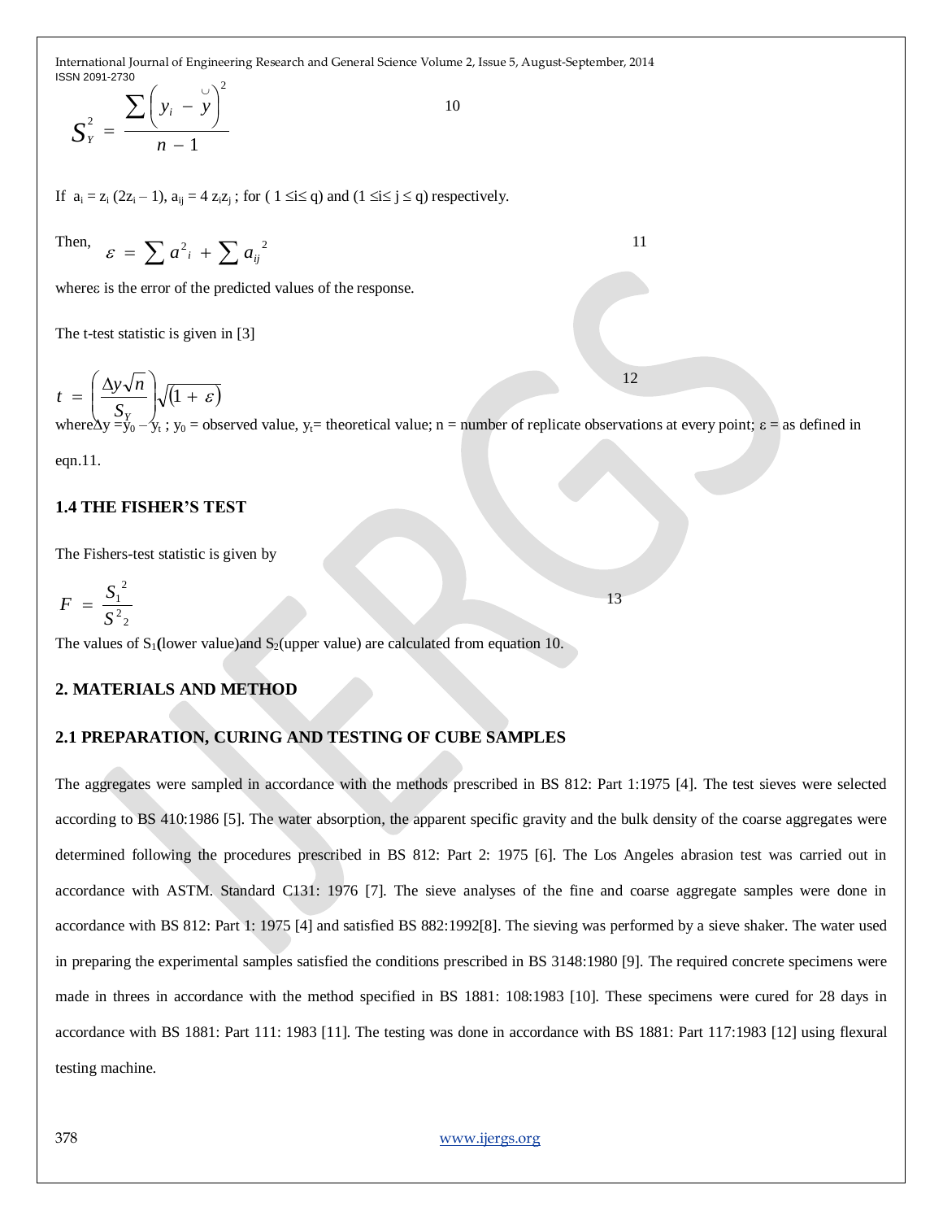$$S_Y^2 = \frac{\sum \left( y_i - \breve{y} \right)^2}{n - 1} \quad (10)$$

If $a_i = z_i (2z_i - 1)$, $a_{ij} = 4 z_i z_j$ ; for ( $1 \leq i \leq q$) and ($1 \leq i \leq j \leq q$) respectively.

Then,

$$\varepsilon = \sum a^2{}_i + \sum a_{ij}{}^2 \quad (11)$$

where $\varepsilon$ is the error of the predicted values of the response.

The t-test statistic is given in [3]

$$t = \left( \frac{\Delta y \sqrt{n}}{S_Y} \right) \sqrt{(1 + \varepsilon)} \quad (12)$$

where $\Delta y = y_0 - y_t$ ; $y_0$ = observed value, $y_t$ = theoretical value; n = number of replicate observations at every point; $\varepsilon$ = as defined in eqn.11.

### 1.4 THE FISHER'S TEST

The Fishers-test statistic is given by

$$F = \frac{S_1{}^2}{S^2{}_2} \quad (13)$$

The values of $S_1$ (lower value) and $S_2$ (upper value) are calculated from equation 10.

## 2. MATERIALS AND METHOD

### 2.1 PREPARATION, CURING AND TESTING OF CUBE SAMPLES

The aggregates were sampled in accordance with the methods prescribed in BS 812: Part 1:1975 [4]. The test sieves were selected according to BS 410:1986 [5]. The water absorption, the apparent specific gravity and the bulk density of the coarse aggregates were determined following the procedures prescribed in BS 812: Part 2: 1975 [6]. The Los Angeles abrasion test was carried out in accordance with ASTM. Standard C131: 1976 [7]. The sieve analyses of the fine and coarse aggregate samples were done in accordance with BS 812: Part 1: 1975 [4] and satisfied BS 882:1992[8]. The sieving was performed by a sieve shaker. The water used in preparing the experimental samples satisfied the conditions prescribed in BS 3148:1980 [9]. The required concrete specimens were made in threes in accordance with the method specified in BS 1881: 108:1983 [10]. These specimens were cured for 28 days in accordance with BS 1881: Part 111: 1983 [11]. The testing was done in accordance with BS 1881: Part 117:1983 [12] using flexural testing machine.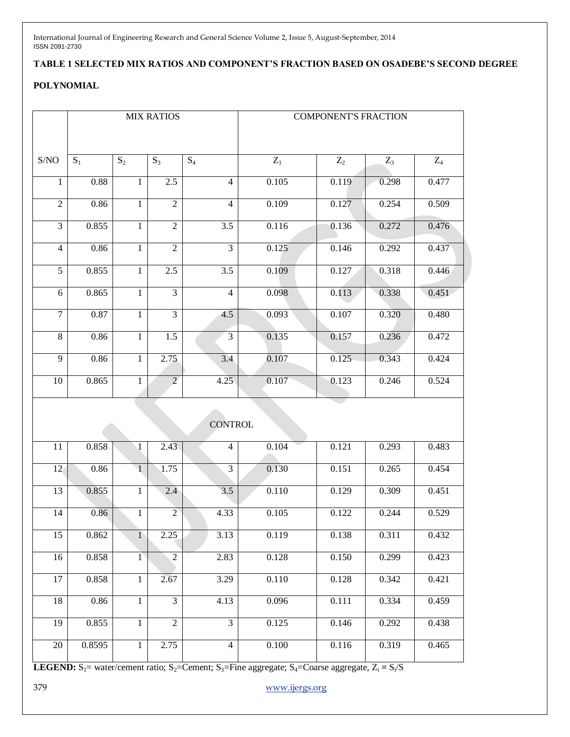**TABLE 1 SELECTED MIX RATIOS AND COMPONENT'S FRACTION BASED ON OSADEBE'S SECOND DEGREE POLYNOMIAL**

| | MIX RATIOS | | | | COMPONENT'S FRACTION | | | |
|---|---|---|---|---|---|---|---|---|
| S/NO | $S_1$ | $S_2$ | $S_3$ | $S_4$ | $Z_1$ | $Z_2$ | $Z_3$ | $Z_4$ |
| 1 | 0.88 | 1 | 2.5 | 4 | 0.105 | 0.119 | 0.298 | 0.477 |
| 2 | 0.86 | 1 | 2 | 4 | 0.109 | 0.127 | 0.254 | 0.509 |
| 3 | 0.855 | 1 | 2 | 3.5 | 0.116 | 0.136 | 0.272 | 0.476 |
| 4 | 0.86 | 1 | 2 | 3 | 0.125 | 0.146 | 0.292 | 0.437 |
| 5 | 0.855 | 1 | 2.5 | 3.5 | 0.109 | 0.127 | 0.318 | 0.446 |
| 6 | 0.865 | 1 | 3 | 4 | 0.098 | 0.113 | 0.338 | 0.451 |
| 7 | 0.87 | 1 | 3 | 4.5 | 0.093 | 0.107 | 0.320 | 0.480 |
| 8 | 0.86 | 1 | 1.5 | 3 | 0.135 | 0.157 | 0.236 | 0.472 |
| 9 | 0.86 | 1 | 2.75 | 3.4 | 0.107 | 0.125 | 0.343 | 0.424 |
| 10 | 0.865 | 1 | 2 | 4.25 | 0.107 | 0.123 | 0.246 | 0.524 |
| CONTROL | | | | | | | | |
| 11 | 0.858 | 1 | 2.43 | 4 | 0.104 | 0.121 | 0.293 | 0.483 |
| 12 | 0.86 | 1 | 1.75 | 3 | 0.130 | 0.151 | 0.265 | 0.454 |
| 13 | 0.855 | 1 | 2.4 | 3.5 | 0.110 | 0.129 | 0.309 | 0.451 |
| 14 | 0.86 | 1 | 2 | 4.33 | 0.105 | 0.122 | 0.244 | 0.529 |
| 15 | 0.862 | 1 | 2.25 | 3.13 | 0.119 | 0.138 | 0.311 | 0.432 |
| 16 | 0.858 | 1 | 2 | 2.83 | 0.128 | 0.150 | 0.299 | 0.423 |
| 17 | 0.858 | 1 | 2.67 | 3.29 | 0.110 | 0.128 | 0.342 | 0.421 |
| 18 | 0.86 | 1 | 3 | 4.13 | 0.096 | 0.111 | 0.334 | 0.459 |
| 19 | 0.855 | 1 | 2 | 3 | 0.125 | 0.146 | 0.292 | 0.438 |
| 20 | 0.8595 | 1 | 2.75 | 4 | 0.100 | 0.116 | 0.319 | 0.465 |

**LEGEND:** $S_1$= water/cement ratio; $S_2$=Cement; $S_3$=Fine aggregate; $S_4$=Coarse aggregate, $Z_i = S_i/S$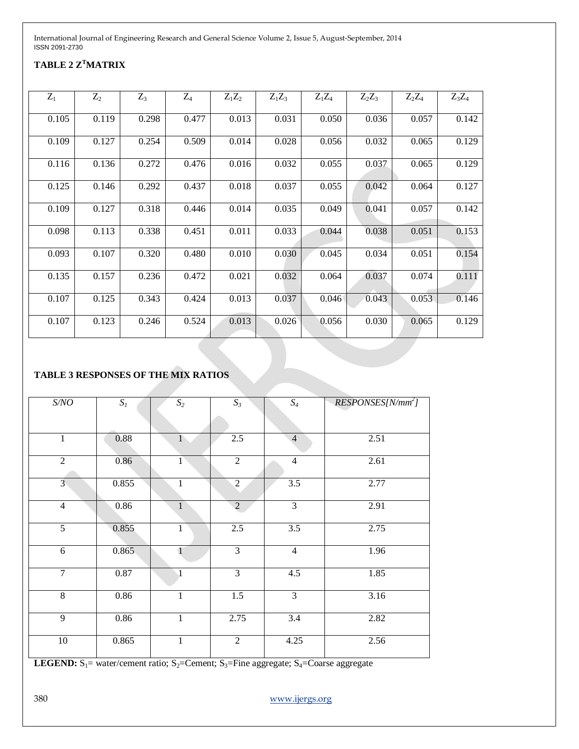**TABLE 2 $Z^T$MATRIX**

| $Z_1$ | $Z_2$ | $Z_3$ | $Z_4$ | $Z_1Z_2$ | $Z_1Z_3$ | $Z_1Z_4$ | $Z_2Z_3$ | $Z_2Z_4$ | $Z_3Z_4$ |
|---|---|---|---|---|---|---|---|---|---|
| 0.105 | 0.119 | 0.298 | 0.477 | 0.013 | 0.031 | 0.050 | 0.036 | 0.057 | 0.142 |
| 0.109 | 0.127 | 0.254 | 0.509 | 0.014 | 0.028 | 0.056 | 0.032 | 0.065 | 0.129 |
| 0.116 | 0.136 | 0.272 | 0.476 | 0.016 | 0.032 | 0.055 | 0.037 | 0.065 | 0.129 |
| 0.125 | 0.146 | 0.292 | 0.437 | 0.018 | 0.037 | 0.055 | 0.042 | 0.064 | 0.127 |
| 0.109 | 0.127 | 0.318 | 0.446 | 0.014 | 0.035 | 0.049 | 0.041 | 0.057 | 0.142 |
| 0.098 | 0.113 | 0.338 | 0.451 | 0.011 | 0.033 | 0.044 | 0.038 | 0.051 | 0.153 |
| 0.093 | 0.107 | 0.320 | 0.480 | 0.010 | 0.030 | 0.045 | 0.034 | 0.051 | 0.154 |
| 0.135 | 0.157 | 0.236 | 0.472 | 0.021 | 0.032 | 0.064 | 0.037 | 0.074 | 0.111 |
| 0.107 | 0.125 | 0.343 | 0.424 | 0.013 | 0.037 | 0.046 | 0.043 | 0.053 | 0.146 |
| 0.107 | 0.123 | 0.246 | 0.524 | 0.013 | 0.026 | 0.056 | 0.030 | 0.065 | 0.129 |

**TABLE 3 RESPONSES OF THE MIX RATIOS**

| *S/NO* | $S_1$ | $S_2$ | $S_3$ | $S_4$ | *RESPONSES[N/mm²]* |
|---|---|---|---|---|---|
| 1 | 0.88 | 1 | 2.5 | 4 | 2.51 |
| 2 | 0.86 | 1 | 2 | 4 | 2.61 |
| 3 | 0.855 | 1 | 2 | 3.5 | 2.77 |
| 4 | 0.86 | 1 | 2 | 3 | 2.91 |
| 5 | 0.855 | 1 | 2.5 | 3.5 | 2.75 |
| 6 | 0.865 | 1 | 3 | 4 | 1.96 |
| 7 | 0.87 | 1 | 3 | 4.5 | 1.85 |
| 8 | 0.86 | 1 | 1.5 | 3 | 3.16 |
| 9 | 0.86 | 1 | 2.75 | 3.4 | 2.82 |
| 10 | 0.865 | 1 | 2 | 4.25 | 2.56 |

**LEGEND:** $S_1$= water/cement ratio; $S_2$=Cement; $S_3$=Fine aggregate; $S_4$=Coarse aggregate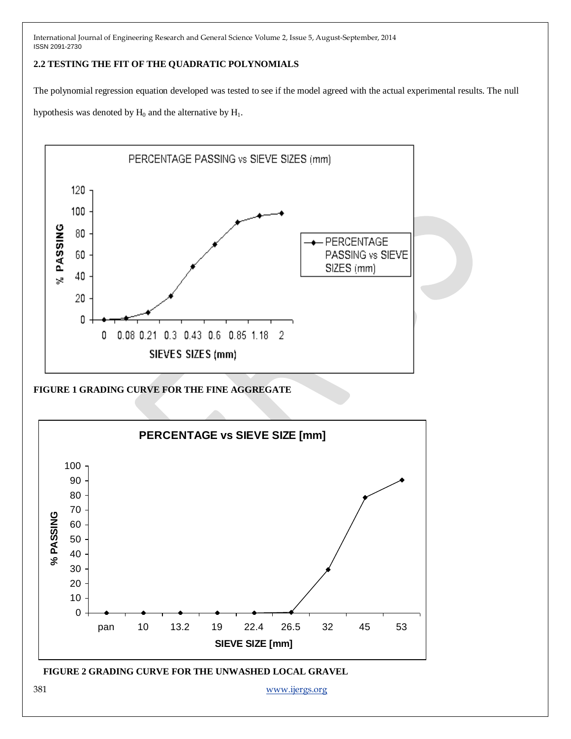## 2.2 TESTING THE FIT OF THE QUADRATIC POLYNOMIALS

The polynomial regression equation developed was tested to see if the model agreed with the actual experimental results. The null hypothesis was denoted by $H_0$ and the alternative by $H_1$.

**FIGURE 1 GRADING CURVE FOR THE FINE AGGREGATE**

**FIGURE 2 GRADING CURVE FOR THE UNWASHED LOCAL GRAVEL**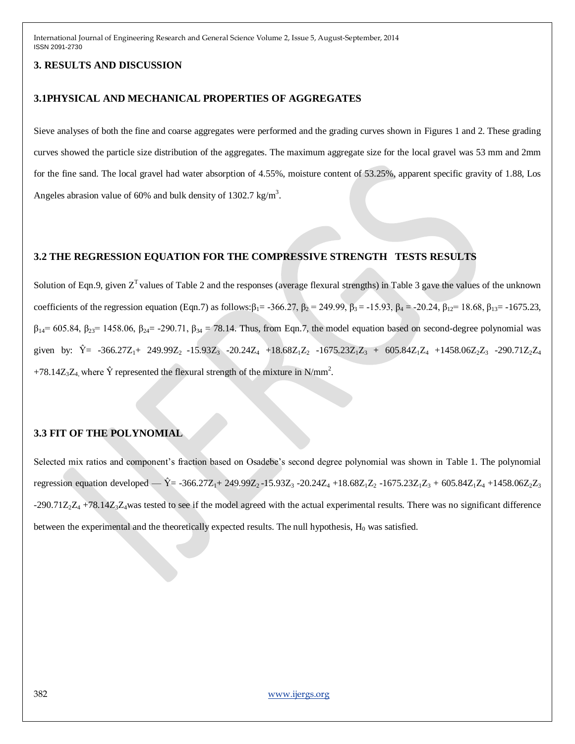## 3. RESULTS AND DISCUSSION

### 3.1PHYSICAL AND MECHANICAL PROPERTIES OF AGGREGATES

Sieve analyses of both the fine and coarse aggregates were performed and the grading curves shown in Figures 1 and 2. These grading curves showed the particle size distribution of the aggregates. The maximum aggregate size for the local gravel was 53 mm and 2mm for the fine sand. The local gravel had water absorption of 4.55%, moisture content of 53.25%, apparent specific gravity of 1.88, Los Angeles abrasion value of 60% and bulk density of 1302.7 kg/m$^3$.

### 3.2 THE REGRESSION EQUATION FOR THE COMPRESSIVE STRENGTH TESTS RESULTS

Solution of Eqn.9, given $Z^T$ values of Table 2 and the responses (average flexural strengths) in Table 3 gave the values of the unknown coefficients of the regression equation (Eqn.7) as follows:$\beta_1$= -366.27, $\beta_2$ = 249.99, $\beta_3$ = -15.93, $\beta_4$ = -20.24, $\beta_{12}$= 18.68, $\beta_{13}$= -1675.23, $\beta_{14}$= 605.84, $\beta_{23}$= 1458.06, $\beta_{24}$= -290.71, $\beta_{34}$ = 78.14. Thus, from Eqn.7, the model equation based on second-degree polynomial was given by: $\hat{Y}= -366.27Z_1+ 249.99Z_2 -15.93Z_3 -20.24Z_4 +18.68Z_1Z_2 -1675.23Z_1Z_3 + 605.84Z_1Z_4 +1458.06Z_2Z_3 -290.71Z_2Z_4 +78.14Z_3Z_4$, where $\hat{Y}$ represented the flexural strength of the mixture in N/mm$^2$.

### 3.3 FIT OF THE POLYNOMIAL

Selected mix ratios and component's fraction based on Osadebe's second degree polynomial was shown in Table 1. The polynomial regression equation developed — $\hat{Y}= -366.27Z_1+ 249.99Z_2 -15.93Z_3 -20.24Z_4 +18.68Z_1Z_2 -1675.23Z_1Z_3 + 605.84Z_1Z_4 +1458.06Z_2Z_3 -290.71Z_2Z_4 +78.14Z_3Z_4$was tested to see if the model agreed with the actual experimental results. There was no significant difference between the experimental and the theoretically expected results. The null hypothesis, $H_0$ was satisfied.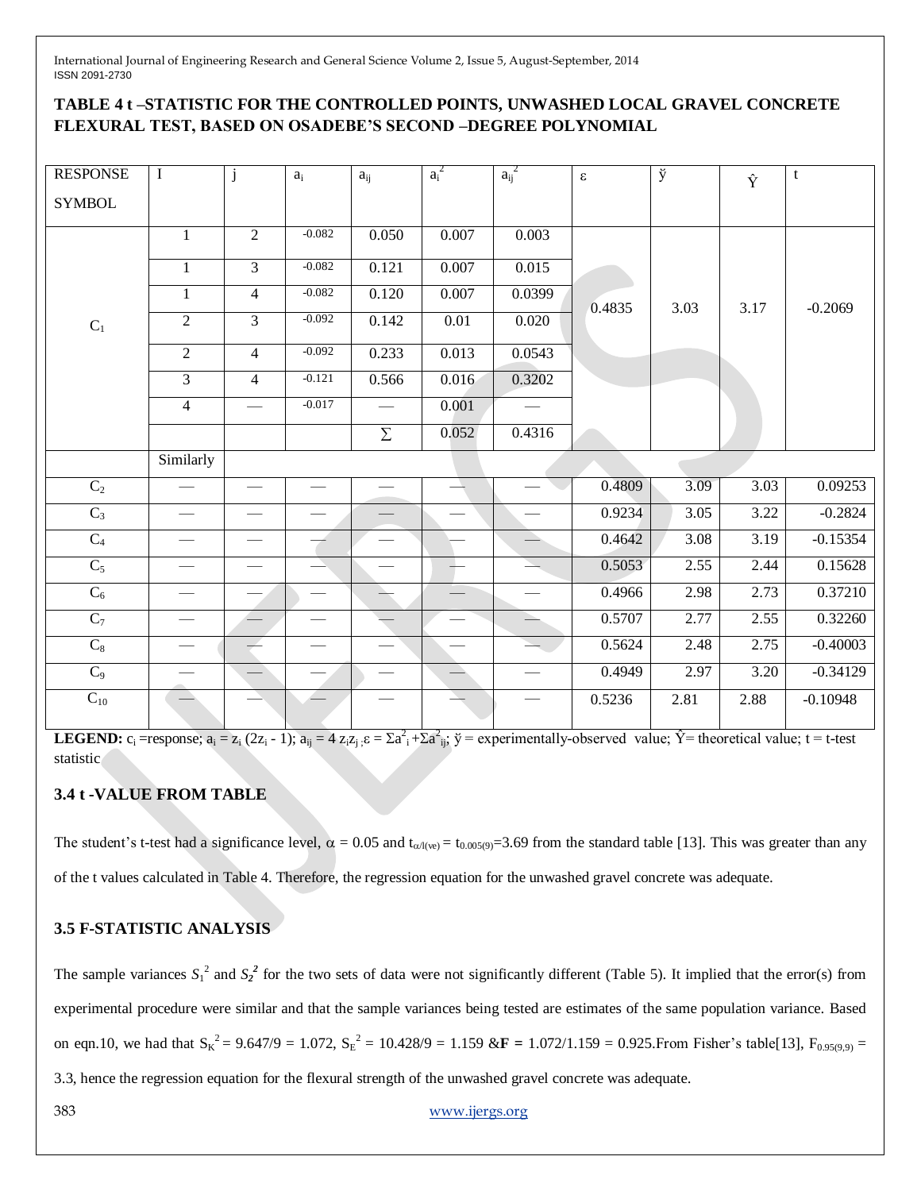### TABLE 4 t –STATISTIC FOR THE CONTROLLED POINTS, UNWASHED LOCAL GRAVEL CONCRETE FLEXURAL TEST, BASED ON OSADEBE'S SECOND –DEGREE POLYNOMIAL

| RESPONSE SYMBOL | I | j | $a_i$ | $a_{ij}$ | $a_i^2$ | $a_{ij}^2$ | ε | ÿ | Ŷ | t |
|---|---|---|---|---|---|---|---|---|---|---|
| $C_1$ | 1 | 2 | -0.082 | 0.050 | 0.007 | 0.003 | 0.4835 | 3.03 | 3.17 | -0.2069 |
| | 1 | 3 | -0.082 | 0.121 | 0.007 | 0.015 | | | | |
| | 1 | 4 | -0.082 | 0.120 | 0.007 | 0.0399 | | | | |
| | 2 | 3 | -0.092 | 0.142 | 0.01 | 0.020 | | | | |
| | 2 | 4 | -0.092 | 0.233 | 0.013 | 0.0543 | | | | |
| | 3 | 4 | -0.121 | 0.566 | 0.016 | 0.3202 | | | | |
| | 4 | — | -0.017 | — | 0.001 | — | | | | |
| | | | | ∑ | 0.052 | 0.4316 | | | | |
| | Similarly | | | | | | | | | |
| $C_2$ | — | — | — | — | — | — | 0.4809 | 3.09 | 3.03 | 0.09253 |
| $C_3$ | — | — | — | — | — | — | 0.9234 | 3.05 | 3.22 | -0.2824 |
| $C_4$ | — | — | — | — | — | — | 0.4642 | 3.08 | 3.19 | -0.15354 |
| $C_5$ | — | — | — | — | — | — | 0.5053 | 2.55 | 2.44 | 0.15628 |
| $C_6$ | — | — | — | — | — | — | 0.4966 | 2.98 | 2.73 | 0.37210 |
| $C_7$ | — | — | — | — | — | — | 0.5707 | 2.77 | 2.55 | 0.32260 |
| $C_8$ | — | — | — | — | — | — | 0.5624 | 2.48 | 2.75 | -0.40003 |
| $C_9$ | — | — | — | — | — | — | 0.4949 | 2.97 | 3.20 | -0.34129 |
| $C_{10}$ | — | — | — | — | — | — | 0.5236 | 2.81 | 2.88 | -0.10948 |

**LEGEND:** $c_i$ =response; $a_i = z_i (2z_i - 1)$; $a_{ij} = 4 z_i z_j$ ; $\varepsilon = \Sigma a_i^2 + \Sigma a_{ij}^2$; ÿ = experimentally-observed value; Ŷ= theoretical value; t = t-test statistic

### 3.4 t -VALUE FROM TABLE

The student's t-test had a significance level, $\alpha = 0.05$ and $t_{\alpha/l(ve)} = t_{0.005(9)}$=3.69 from the standard table [13]. This was greater than any of the t values calculated in Table 4. Therefore, the regression equation for the unwashed gravel concrete was adequate.

### 3.5 F-STATISTIC ANALYSIS

The sample variances $S_1^2$ and $S_2^2$ for the two sets of data were not significantly different (Table 5). It implied that the error(s) from experimental procedure were similar and that the sample variances being tested are estimates of the same population variance. Based on eqn.10, we had that $S_K^2 = 9.647/9 = 1.072$, $S_E^2 = 10.428/9 = 1.159$ &**F =** 1.072/1.159 = 0.925.From Fisher's table[13], $F_{0.95(9,9)}$ = 3.3, hence the regression equation for the flexural strength of the unwashed gravel concrete was adequate.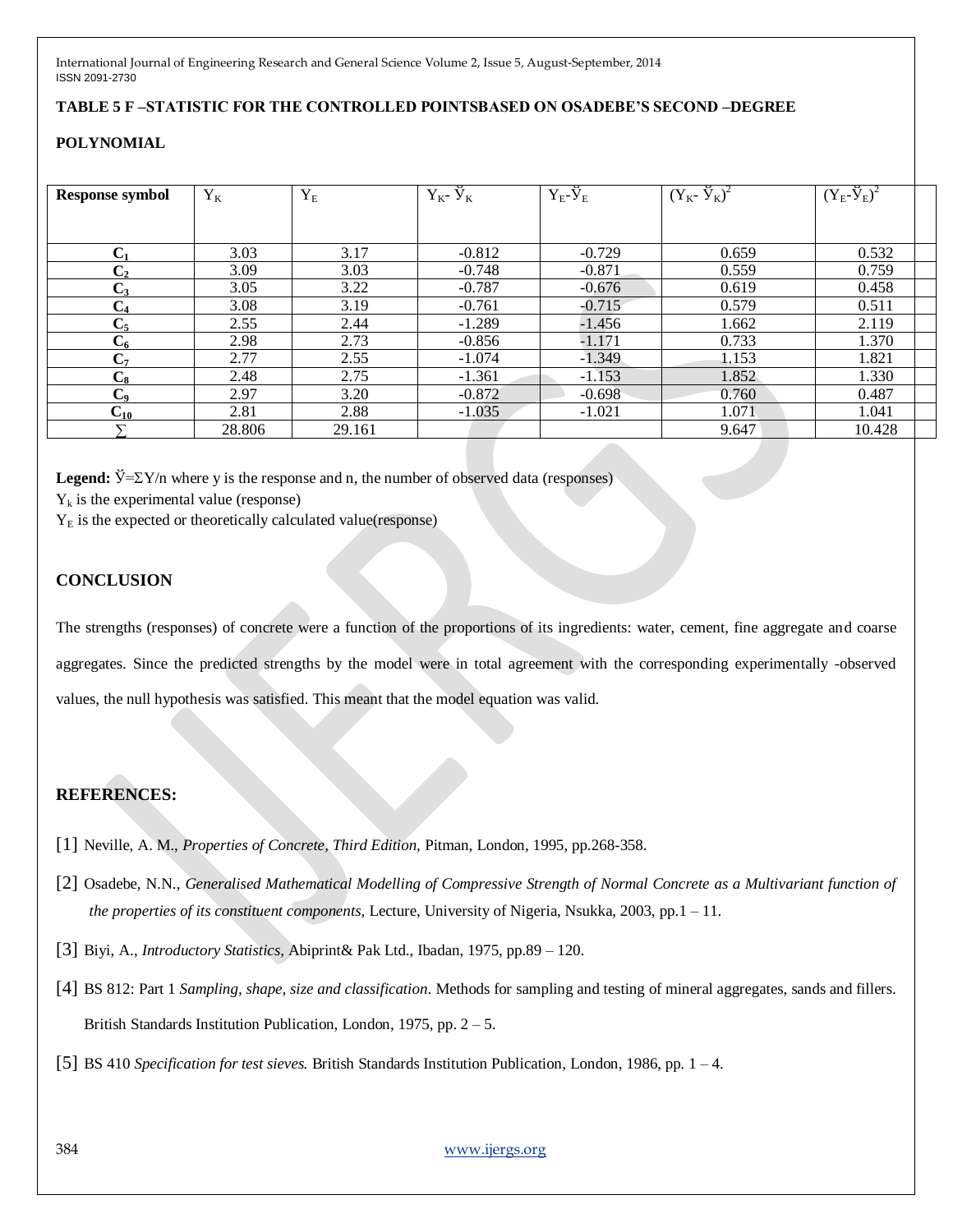**TABLE 5 F –STATISTIC FOR THE CONTROLLED POINTSBASED ON OSADEBE'S SECOND –DEGREE POLYNOMIAL**

| Response symbol | $Y_K$ | $Y_E$ | $Y_K - \breve{Y}_K$ | $Y_E - \breve{Y}_E$ | $(Y_K - \breve{Y}_K)^2$ | $(Y_E - \breve{Y}_E)^2$ |
|---|---|---|---|---|---|---|
| $C_1$ | 3.03 | 3.17 | -0.812 | -0.729 | 0.659 | 0.532 |
| $C_2$ | 3.09 | 3.03 | -0.748 | -0.871 | 0.559 | 0.759 |
| $C_3$ | 3.05 | 3.22 | -0.787 | -0.676 | 0.619 | 0.458 |
| $C_4$ | 3.08 | 3.19 | -0.761 | -0.715 | 0.579 | 0.511 |
| $C_5$ | 2.55 | 2.44 | -1.289 | -1.456 | 1.662 | 2.119 |
| $C_6$ | 2.98 | 2.73 | -0.856 | -1.171 | 0.733 | 1.370 |
| $C_7$ | 2.77 | 2.55 | -1.074 | -1.349 | 1.153 | 1.821 |
| $C_8$ | 2.48 | 2.75 | -1.361 | -1.153 | 1.852 | 1.330 |
| $C_9$ | 2.97 | 3.20 | -0.872 | -0.698 | 0.760 | 0.487 |
| $C_{10}$ | 2.81 | 2.88 | -1.035 | -1.021 | 1.071 | 1.041 |
| $\sum$ | 28.806 | 29.161 | | | 9.647 | 10.428 |

**Legend:** $\breve{Y} = \Sigma Y/n$ where y is the response and n, the number of observed data (responses)

$Y_k$ is the experimental value (response)

$Y_E$ is the expected or theoretically calculated value(response)

## CONCLUSION

The strengths (responses) of concrete were a function of the proportions of its ingredients: water, cement, fine aggregate and coarse aggregates. Since the predicted strengths by the model were in total agreement with the corresponding experimentally -observed values, the null hypothesis was satisfied. This meant that the model equation was valid.

## REFERENCES:

[1] Neville, A. M., *Properties of Concrete, Third Edition,* Pitman, London, 1995, pp.268-358.

[2] Osadebe, N.N., *Generalised Mathematical Modelling of Compressive Strength of Normal Concrete as a Multivariant function of the properties of its constituent components,* Lecture, University of Nigeria, Nsukka, 2003, pp.1 – 11.

[3] Biyi, A., *Introductory Statistics,* Abiprint& Pak Ltd., Ibadan, 1975, pp.89 – 120.

[4] BS 812: Part 1 *Sampling, shape, size and classification*. Methods for sampling and testing of mineral aggregates, sands and fillers. British Standards Institution Publication, London, 1975, pp. 2 – 5.

[5] BS 410 *Specification for test sieves.* British Standards Institution Publication, London, 1986, pp. 1 – 4.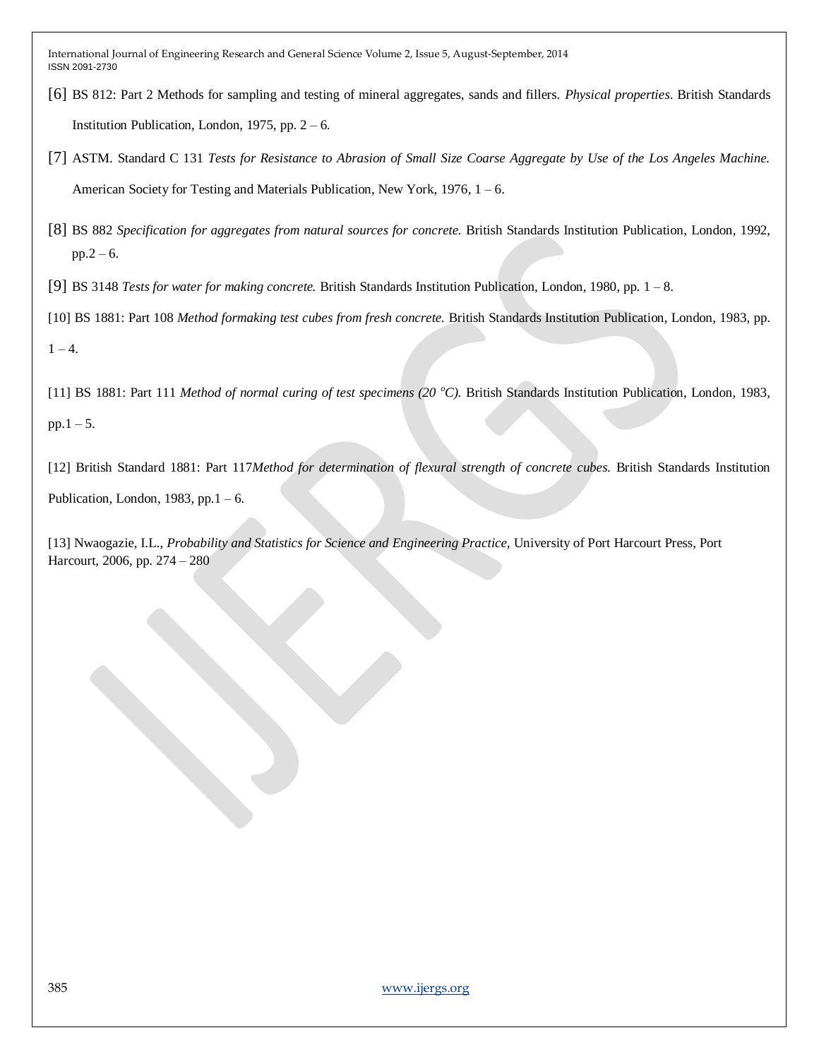[6] BS 812: Part 2 Methods for sampling and testing of mineral aggregates, sands and fillers. *Physical properties*. British Standards Institution Publication, London, 1975, pp. 2 – 6.

[7] ASTM. Standard C 131 *Tests for Resistance to Abrasion of Small Size Coarse Aggregate by Use of the Los Angeles Machine.* American Society for Testing and Materials Publication, New York, 1976, 1 – 6.

[8] BS 882 *Specification for aggregates from natural sources for concrete.* British Standards Institution Publication, London, 1992, pp.2 – 6.

[9] BS 3148 *Tests for water for making concrete.* British Standards Institution Publication, London, 1980, pp. 1 – 8.

[10] BS 1881: Part 108 *Method formaking test cubes from fresh concrete.* British Standards Institution Publication, London, 1983, pp. 1 – 4.

[11] BS 1881: Part 111 *Method of normal curing of test specimens (20 $^{o}C$).* British Standards Institution Publication, London, 1983, pp.1 – 5.

[12] British Standard 1881: Part 117*Method for determination of flexural strength of concrete cubes.* British Standards Institution Publication, London, 1983, pp.1 – 6.

[13] Nwaogazie, I.L., *Probability and Statistics for Science and Engineering Practice,* University of Port Harcourt Press, Port Harcourt, 2006, pp. 274 – 280